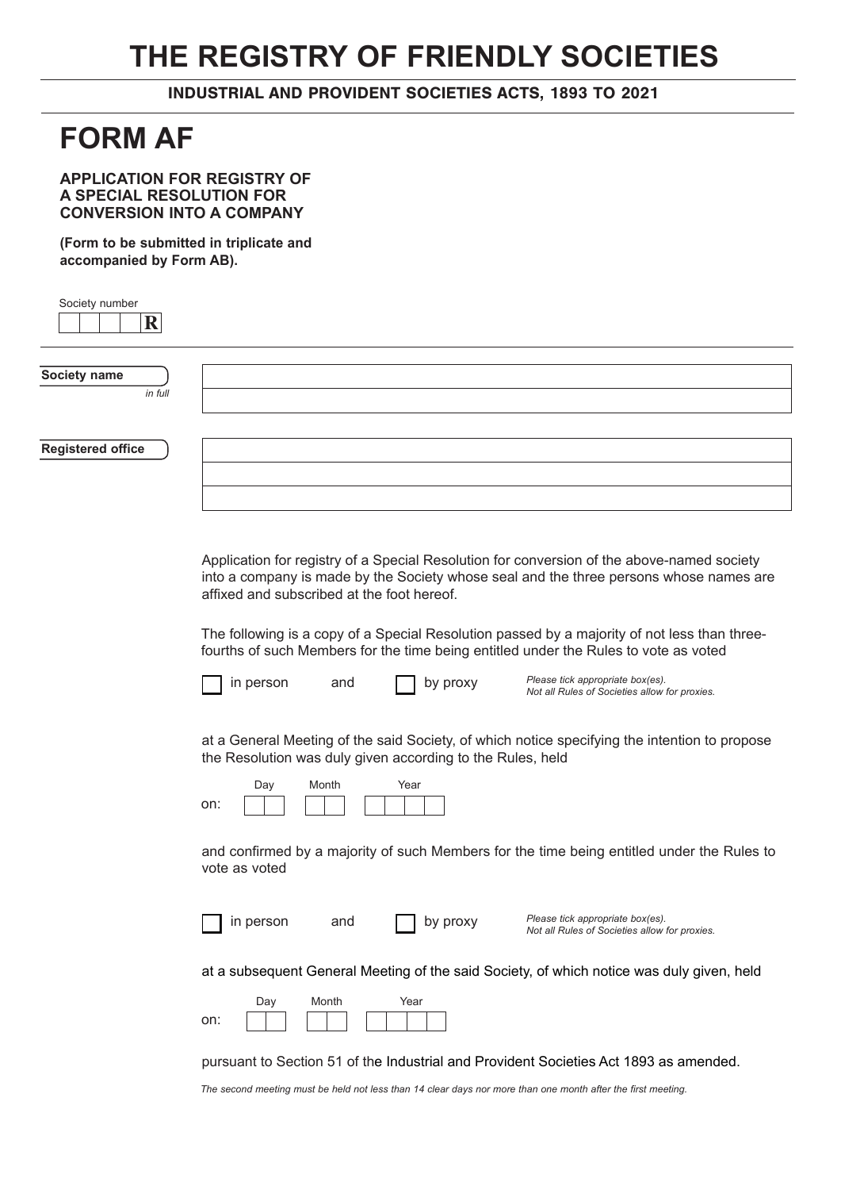# THE REGISTRY OF FRIENDLY SOCIETIES

**INDUSTRIAL AND PROVIDENT SOCIETIES ACTS, 1893 TO 2021**

# FORM AF

**APPLICATION FOR REGISTRY OF A SPECIAL RESOLUTION FOR CONVERSION INTO A COMPANY**

**(Form to be submitted in triplicate and accompanied by Form AB).**

Society number

| | | | | R |
|---|---|---|---|---|

**Society name** *in full*

| |
|---|
| |

**Registered office**

| |
|---|
| |
| |

Application for registry of a Special Resolution for conversion of the above-named society into a company is made by the Society whose seal and the three persons whose names are affixed and subscribed at the foot hereof.

The following is a copy of a Special Resolution passed by a majority of not less than three-fourths of such Members for the time being entitled under the Rules to vote as voted

☐ in person and ☐ by proxy

*Please tick appropriate box(es). Not all Rules of Societies allow for proxies.*

at a General Meeting of the said Society, of which notice specifying the intention to propose the Resolution was duly given according to the Rules, held

on: Day ☐☐ Month ☐☐ Year ☐☐☐☐

and confirmed by a majority of such Members for the time being entitled under the Rules to vote as voted

☐ in person and ☐ by proxy

*Please tick appropriate box(es). Not all Rules of Societies allow for proxies.*

at a subsequent General Meeting of the said Society, of which notice was duly given, held

on: Day ☐☐ Month ☐☐ Year ☐☐☐☐

pursuant to Section 51 of the Industrial and Provident Societies Act 1893 as amended.

*The second meeting must be held not less than 14 clear days nor more than one month after the first meeting.*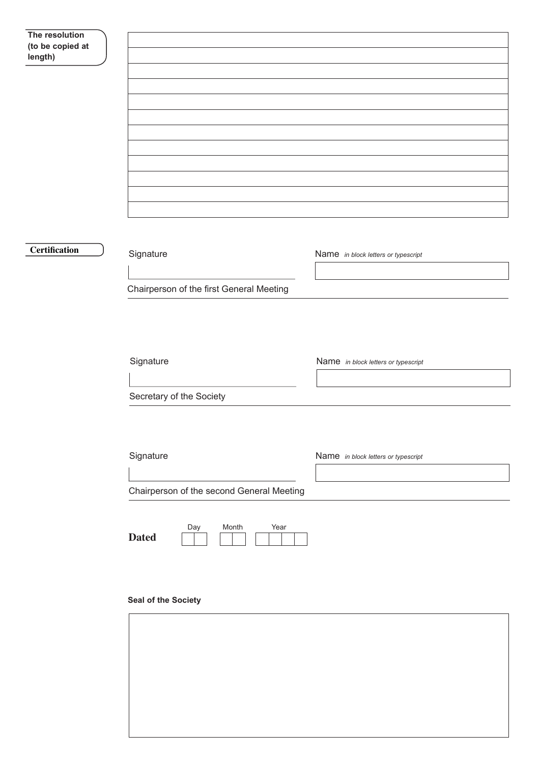**The resolution (to be copied at length)**

| |
|---|
| |
| |
| |
| |
| |
| |
| |
| |
| |
| |
| |
| |

**Certification**

Signature

Name *in block letters or typescript*

Chairperson of the first General Meeting

Signature

Name *in block letters or typescript*

Secretary of the Society

Signature

Name *in block letters or typescript*

Chairperson of the second General Meeting

**Dated** Day Month Year

**Seal of the Society**